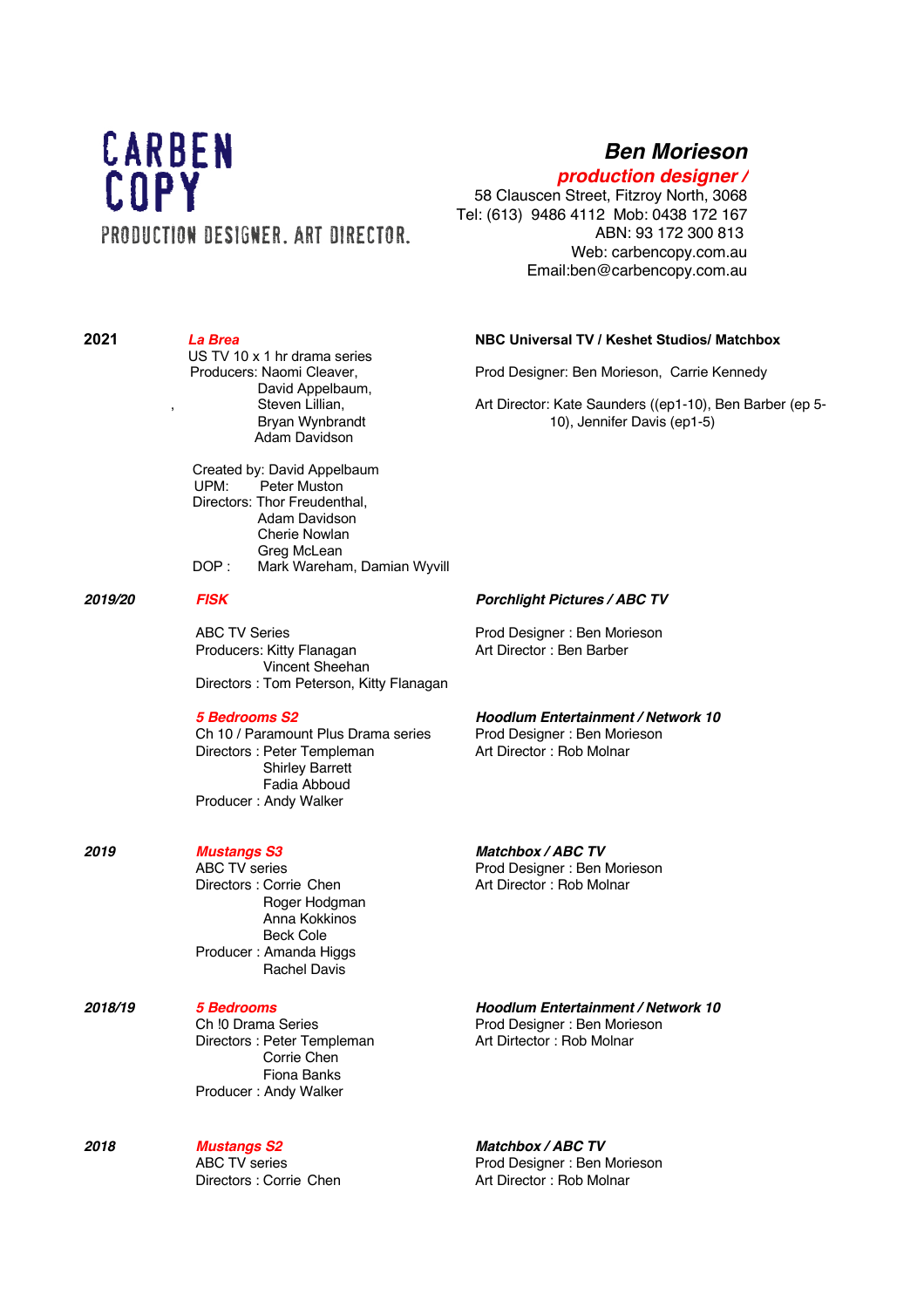# CARBEN COPY

PRODUCTION DESIGNER. ART DIRECTOR.

**Ben Morieson**

***production designer /***

58 Clauscen Street, Fitzroy North, 3068
Tel: (613) 9486 4112 Mob: 0438 172 167
ABN: 93 172 300 813
Web: carbencopy.com.au
Email:ben@carbencopy.com.au

---

**2021**

***La Brea*** — **NBC Universal TV / Keshet Studios/ Matchbox**

US TV 10 x 1 hr drama series
Producers: Naomi Cleaver,
David Appelbaum,
Steven Lillian,
Bryan Wynbrandt
Adam Davidson

Created by: David Appelbaum
UPM: Peter Muston
Directors: Thor Freudenthal,
Adam Davidson
Cherie Nowlan
Greg McLean
DOP : Mark Wareham, Damian Wyvill

Prod Designer: Ben Morieson, Carrie Kennedy

Art Director: Kate Saunders ((ep1-10), Ben Barber (ep 5-10), Jennifer Davis (ep1-5)

***2019/20***

***FISK*** — ***Porchlight Pictures / ABC TV***

ABC TV Series
Producers: Kitty Flanagan
Vincent Sheehan
Directors : Tom Peterson, Kitty Flanagan

Prod Designer : Ben Morieson
Art Director : Ben Barber

***5 Bedrooms S2*** — ***Hoodlum Entertainment / Network 10***

Ch 10 / Paramount Plus Drama series
Directors : Peter Templeman
Shirley Barrett
Fadia Abboud
Producer : Andy Walker

Prod Designer : Ben Morieson
Art Director : Rob Molnar

***2019***

***Mustangs S3*** — ***Matchbox / ABC TV***

ABC TV series
Directors : Corrie Chen
Roger Hodgman
Anna Kokkinos
Beck Cole
Producer : Amanda Higgs
Rachel Davis

Prod Designer : Ben Morieson
Art Director : Rob Molnar

***2018/19***

***5 Bedrooms*** — ***Hoodlum Entertainment / Network 10***

Ch !0 Drama Series
Directors : Peter Templeman
Corrie Chen
Fiona Banks
Producer : Andy Walker

Prod Designer : Ben Morieson
Art Dirtector : Rob Molnar

***2018***

***Mustangs S2*** — ***Matchbox / ABC TV***

ABC TV series
Directors : Corrie Chen

Prod Designer : Ben Morieson
Art Director : Rob Molnar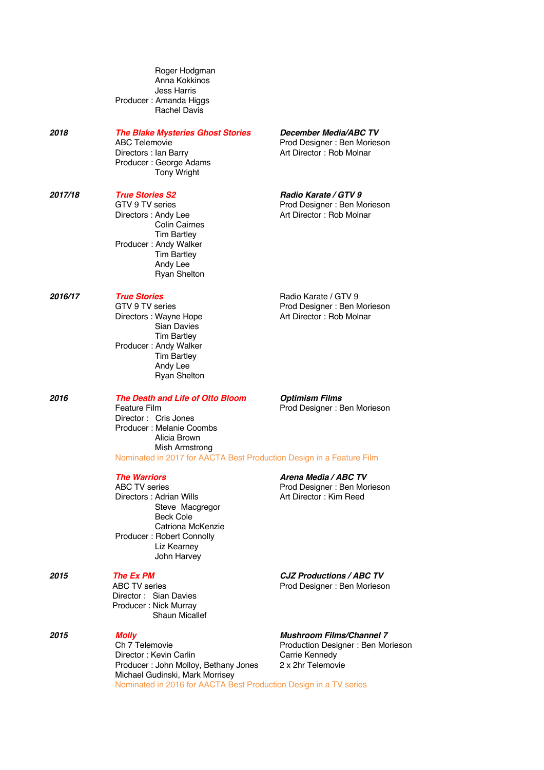Roger Hodgman
Anna Kokkinos
Jess Harris
Producer : Amanda Higgs
Rachel Davis

**_2018_**

**_The Blake Mysteries Ghost Stories_**
ABC Telemovie
Directors : Ian Barry
Producer : George Adams
Tony Wright

**_December Media/ABC TV_**
Prod Designer : Ben Morieson
Art Director : Rob Molnar

**_2017/18_**

**_True Stories S2_**
GTV 9 TV series
Directors : Andy Lee
Colin Cairnes
Tim Bartley
Producer : Andy Walker
Tim Bartley
Andy Lee
Ryan Shelton

**_Radio Karate / GTV 9_**
Prod Designer : Ben Morieson
Art Director : Rob Molnar

**_2016/17_**

**_True Stories_**
GTV 9 TV series
Directors : Wayne Hope
Sian Davies
Tim Bartley
Producer : Andy Walker
Tim Bartley
Andy Lee
Ryan Shelton

Radio Karate / GTV 9
Prod Designer : Ben Morieson
Art Director : Rob Molnar

**_2016_**

**_The Death and Life of Otto Bloom_**
Feature Film
Director : Cris Jones
Producer : Melanie Coombs
Alicia Brown
Mish Armstrong

**_Optimism Films_**
Prod Designer : Ben Morieson

Nominated in 2017 for AACTA Best Production Design in a Feature Film

**_The Warriors_**
ABC TV series
Directors : Adrian Wills
Steve Macgregor
Beck Cole
Catriona McKenzie
Producer : Robert Connolly
Liz Kearney
John Harvey

**_Arena Media / ABC TV_**
Prod Designer : Ben Morieson
Art Director : Kim Reed

**_2015_**

**_The Ex PM_**
ABC TV series
Director : Sian Davies
Producer : Nick Murray
Shaun Micallef

**_CJZ Productions / ABC TV_**
Prod Designer : Ben Morieson

**_2015_**

**_Molly_**
Ch 7 Telemovie
Director : Kevin Carlin
Producer : John Molloy, Bethany Jones
Michael Gudinski, Mark Morrisey

**_Mushroom Films/Channel 7_**
Production Designer : Ben Morieson
Carrie Kennedy
2 x 2hr Telemovie

Nominated in 2016 for AACTA Best Production Design in a TV series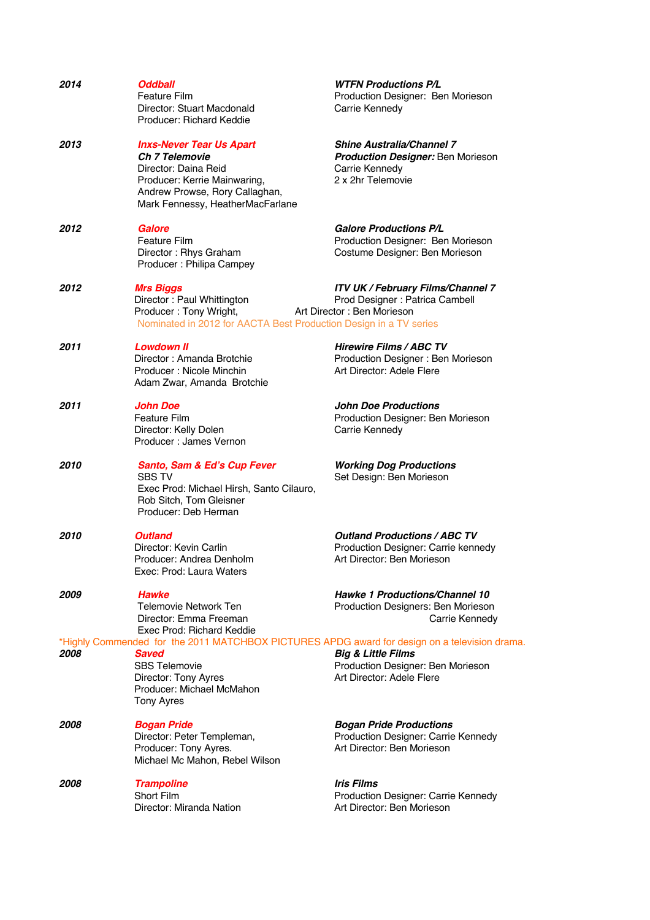**_2014_** | **_Oddball_**
Feature Film
Director: Stuart Macdonald
Producer: Richard Keddie

**_WTFN Productions P/L_**
Production Designer: Ben Morieson
Carrie Kennedy

**_2013_** | **_Inxs-Never Tear Us Apart_**
**_Ch 7 Telemovie_**
Director: Daina Reid
Producer: Kerrie Mainwaring, Andrew Prowse, Rory Callaghan, Mark Fennessy, HeatherMacFarlane

**_Shine Australia/Channel 7_**
**_Production Designer:_** Ben Morieson
Carrie Kennedy
2 x 2hr Telemovie

**_2012_** | **_Galore_**
Feature Film
Director : Rhys Graham
Producer : Philipa Campey

**_Galore Productions P/L_**
Production Designer: Ben Morieson
Costume Designer: Ben Morieson

**_2012_** | **_Mrs Biggs_**
Director : Paul Whittington
Producer : Tony Wright,

**_ITV UK / February Films/Channel 7_**
Prod Designer : Patrica Cambell
Art Director : Ben Morieson

Nominated in 2012 for AACTA Best Production Design in a TV series

**_2011_** | **_Lowdown II_**
Director : Amanda Brotchie
Producer : Nicole Minchin
Adam Zwar, Amanda Brotchie

**_Hirewire Films / ABC TV_**
Production Designer : Ben Morieson
Art Director: Adele Flere

**_2011_** | **_John Doe_**
Feature Film
Director: Kelly Dolen
Producer : James Vernon

**_John Doe Productions_**
Production Designer: Ben Morieson
Carrie Kennedy

**_2010_** | **_Santo, Sam & Ed's Cup Fever_**
SBS TV
Exec Prod: Michael Hirsh, Santo Cilauro, Rob Sitch, Tom Gleisner
Producer: Deb Herman

**_Working Dog Productions_**
Set Design: Ben Morieson

**_2010_** | **_Outland_**
Director: Kevin Carlin
Producer: Andrea Denholm
Exec: Prod: Laura Waters

**_Outland Productions / ABC TV_**
Production Designer: Carrie kennedy
Art Director: Ben Morieson

**_2009_** | **_Hawke_**
Telemovie Network Ten
Director: Emma Freeman
Exec Prod: Richard Keddie

**_Hawke 1 Productions/Channel 10_**
Production Designers: Ben Morieson
Carrie Kennedy

*Highly Commended for the 2011 MATCHBOX PICTURES APDG award for design on a television drama.

**_2008_** | **_Saved_**
SBS Telemovie
Director: Tony Ayres
Producer: Michael McMahon
Tony Ayres

**_Big & Little Films_**
Production Designer: Ben Morieson
Art Director: Adele Flere

**_2008_** | **_Bogan Pride_**
Director: Peter Templeman,
Producer: Tony Ayres.
Michael Mc Mahon, Rebel Wilson

**_Bogan Pride Productions_**
Production Designer: Carrie Kennedy
Art Director: Ben Morieson

**_2008_** | **_Trampoline_**
Short Film
Director: Miranda Nation

**_Iris Films_**
Production Designer: Carrie Kennedy
Art Director: Ben Morieson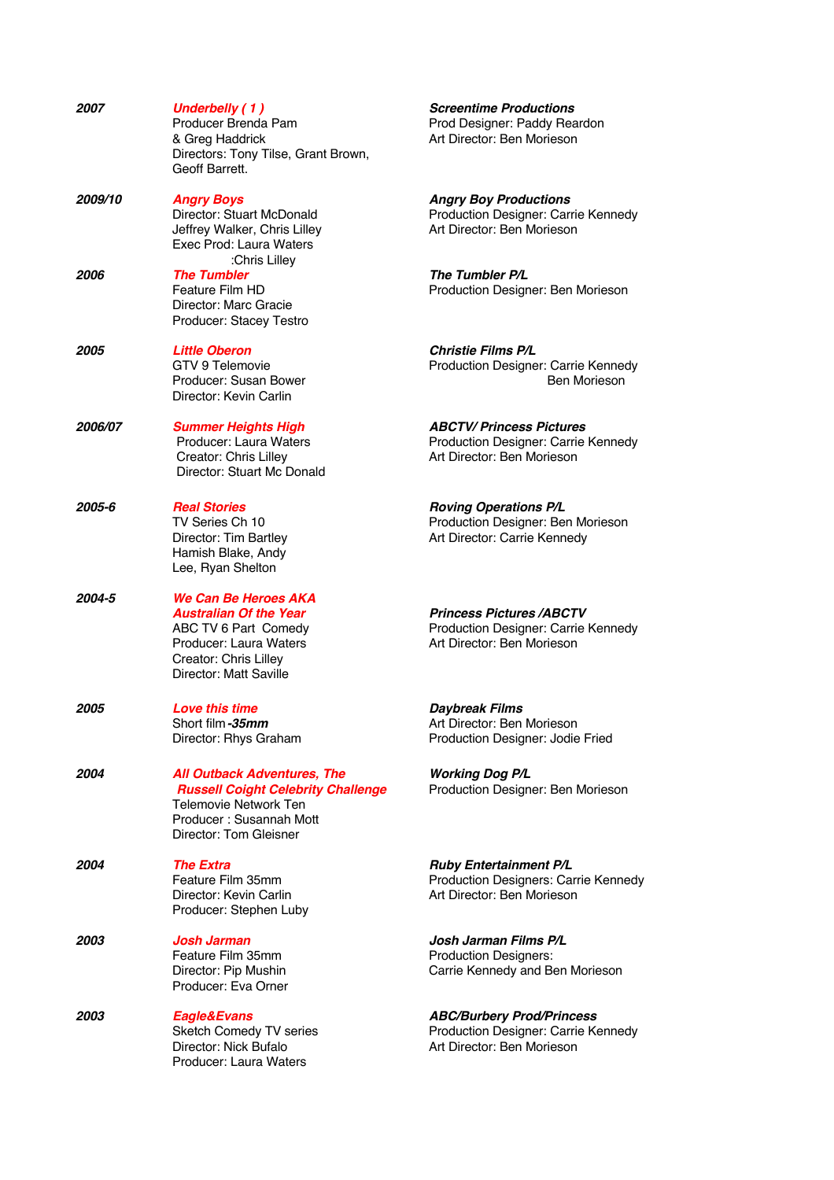| | | |
|---|---|---|
| ***2007*** | ***Underbelly ( 1 )***<br>Producer Brenda Pam<br>& Greg Haddrick<br>Directors: Tony Tilse, Grant Brown,<br>Geoff Barrett. | ***Screentime Productions***<br>Prod Designer: Paddy Reardon<br>Art Director: Ben Morieson |
| ***2009/10*** | ***Angry Boys***<br>Director: Stuart McDonald<br>Jeffrey Walker, Chris Lilley<br>Exec Prod: Laura Waters<br>:Chris Lilley | ***Angry Boy Productions***<br>Production Designer: Carrie Kennedy<br>Art Director: Ben Morieson |
| ***2006*** | ***The Tumbler***<br>Feature Film HD<br>Director: Marc Gracie<br>Producer: Stacey Testro | ***The Tumbler P/L***<br>Production Designer: Ben Morieson |
| ***2005*** | ***Little Oberon***<br>GTV 9 Telemovie<br>Producer: Susan Bower<br>Director: Kevin Carlin | ***Christie Films P/L***<br>Production Designer: Carrie Kennedy<br>Ben Morieson |
| ***2006/07*** | ***Summer Heights High***<br>Producer: Laura Waters<br>Creator: Chris Lilley<br>Director: Stuart Mc Donald | ***ABCTV/ Princess Pictures***<br>Production Designer: Carrie Kennedy<br>Art Director: Ben Morieson |
| ***2005-6*** | ***Real Stories***<br>TV Series Ch 10<br>Director: Tim Bartley<br>Hamish Blake, Andy<br>Lee, Ryan Shelton | ***Roving Operations P/L***<br>Production Designer: Ben Morieson<br>Art Director: Carrie Kennedy |
| ***2004-5*** | ***We Can Be Heroes AKA Australian Of the Year***<br>ABC TV 6 Part Comedy<br>Producer: Laura Waters<br>Creator: Chris Lilley<br>Director: Matt Saville | ***Princess Pictures /ABCTV***<br>Production Designer: Carrie Kennedy<br>Art Director: Ben Morieson |
| ***2005*** | ***Love this time***<br>Short film ***-35mm***<br>Director: Rhys Graham | ***Daybreak Films***<br>Art Director: Ben Morieson<br>Production Designer: Jodie Fried |
| ***2004*** | ***All Outback Adventures, The Russell Coight Celebrity Challenge***<br>Telemovie Network Ten<br>Producer : Susannah Mott<br>Director: Tom Gleisner | ***Working Dog P/L***<br>Production Designer: Ben Morieson |
| ***2004*** | ***The Extra***<br>Feature Film 35mm<br>Director: Kevin Carlin<br>Producer: Stephen Luby | ***Ruby Entertainment P/L***<br>Production Designers: Carrie Kennedy<br>Art Director: Ben Morieson |
| ***2003*** | ***Josh Jarman***<br>Feature Film 35mm<br>Director: Pip Mushin<br>Producer: Eva Orner | ***Josh Jarman Films P/L***<br>Production Designers:<br>Carrie Kennedy and Ben Morieson |
| ***2003*** | ***Eagle&Evans***<br>Sketch Comedy TV series<br>Director: Nick Bufalo<br>Producer: Laura Waters | ***ABC/Burbery Prod/Princess***<br>Production Designer: Carrie Kennedy<br>Art Director: Ben Morieson |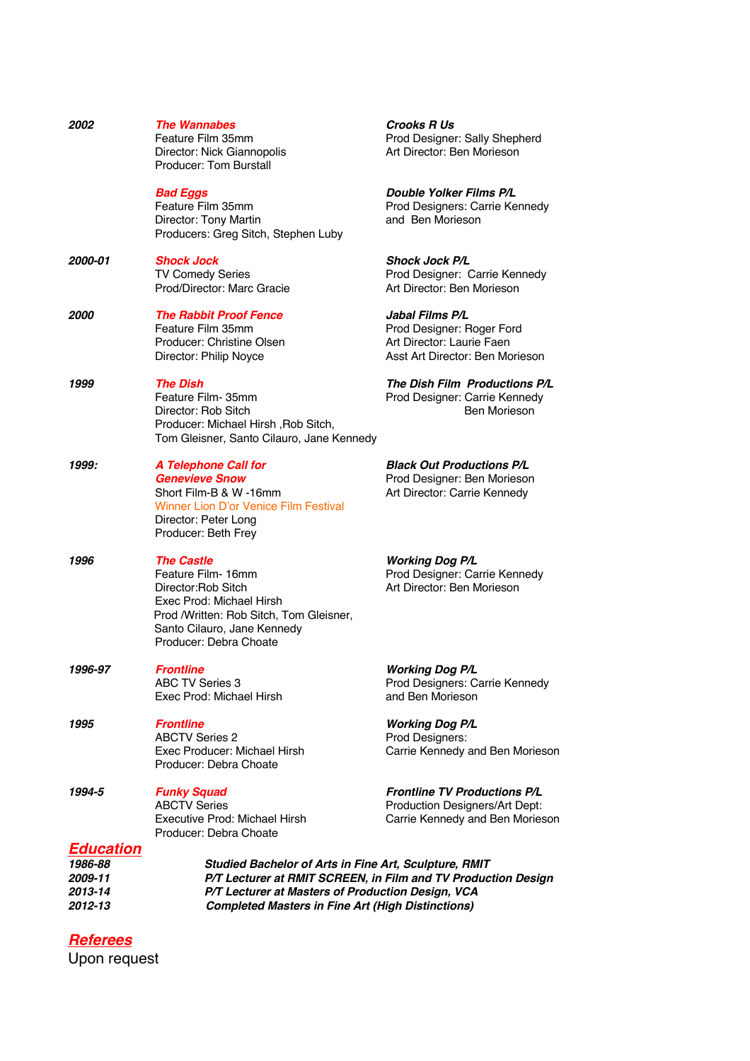***2002*** | ***The Wannabes***
Feature Film 35mm
Director: Nick Giannopolis
Producer: Tom Burstall

***Crooks R Us***
Prod Designer: Sally Shepherd
Art Director: Ben Morieson

***Bad Eggs***
Feature Film 35mm
Director: Tony Martin
Producers: Greg Sitch, Stephen Luby

***Double Yolker Films P/L***
Prod Designers: Carrie Kennedy and Ben Morieson

***2000-01*** | ***Shock Jock***
TV Comedy Series
Prod/Director: Marc Gracie

***Shock Jock P/L***
Prod Designer: Carrie Kennedy
Art Director: Ben Morieson

***2000*** | ***The Rabbit Proof Fence***
Feature Film 35mm
Producer: Christine Olsen
Director: Philip Noyce

***Jabal Films P/L***
Prod Designer: Roger Ford
Art Director: Laurie Faen
Asst Art Director: Ben Morieson

***1999*** | ***The Dish***
Feature Film- 35mm
Director: Rob Sitch
Producer: Michael Hirsh ,Rob Sitch, Tom Gleisner, Santo Cilauro, Jane Kennedy

***The Dish Film Productions P/L***
Prod Designer: Carrie Kennedy
Ben Morieson

***1999:*** | ***A Telephone Call for Genevieve Snow***
Short Film-B & W -16mm
Winner Lion D'or Venice Film Festival
Director: Peter Long
Producer: Beth Frey

***Black Out Productions P/L***
Prod Designer: Ben Morieson
Art Director: Carrie Kennedy

***1996*** | ***The Castle***
Feature Film- 16mm
Director:Rob Sitch
Exec Prod: Michael Hirsh
Prod /Written: Rob Sitch, Tom Gleisner, Santo Cilauro, Jane Kennedy
Producer: Debra Choate

***Working Dog P/L***
Prod Designer: Carrie Kennedy
Art Director: Ben Morieson

***1996-97*** | ***Frontline***
ABC TV Series 3
Exec Prod: Michael Hirsh

***Working Dog P/L***
Prod Designers: Carrie Kennedy and Ben Morieson

***1995*** | ***Frontline***
ABCTV Series 2
Exec Producer: Michael Hirsh
Producer: Debra Choate

***Working Dog P/L***
Prod Designers:
Carrie Kennedy and Ben Morieson

***1994-5*** | ***Funky Squad***
ABCTV Series
Executive Prod: Michael Hirsh
Producer: Debra Choate

***Frontline TV Productions P/L***
Production Designers/Art Dept:
Carrie Kennedy and Ben Morieson

## Education

***1986-88*** ***Studied Bachelor of Arts in Fine Art, Sculpture, RMIT***
***2009-11*** ***P/T Lecturer at RMIT SCREEN, in Film and TV Production Design***
***2013-14*** ***P/T Lecturer at Masters of Production Design, VCA***
***2012-13*** ***Completed Masters in Fine Art (High Distinctions)***

## Referees

Upon request